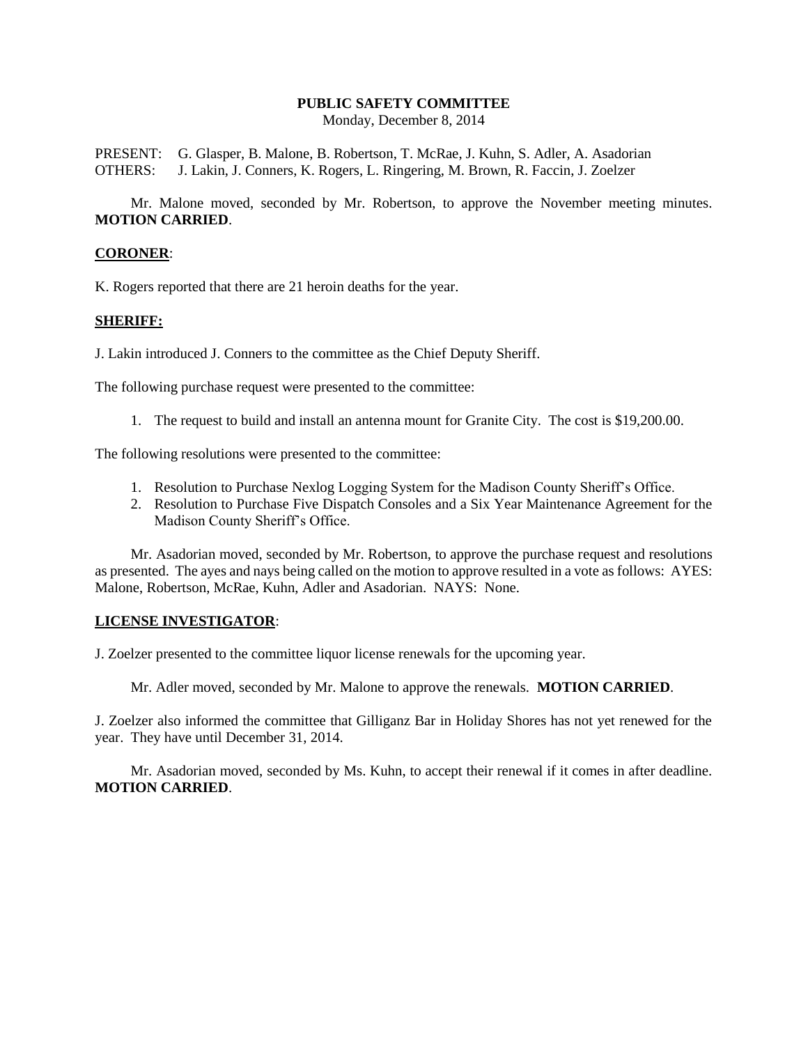**PUBLIC SAFETY COMMITTEE**
Monday, December 8, 2014

PRESENT: G. Glasper, B. Malone, B. Robertson, T. McRae, J. Kuhn, S. Adler, A. Asadorian
OTHERS: J. Lakin, J. Conners, K. Rogers, L. Ringering, M. Brown, R. Faccin, J. Zoelzer

Mr. Malone moved, seconded by Mr. Robertson, to approve the November meeting minutes. **MOTION CARRIED**.

**CORONER**:

K. Rogers reported that there are 21 heroin deaths for the year.

**SHERIFF:**

J. Lakin introduced J. Conners to the committee as the Chief Deputy Sheriff.

The following purchase request were presented to the committee:

1. The request to build and install an antenna mount for Granite City. The cost is $19,200.00.

The following resolutions were presented to the committee:

1. Resolution to Purchase Nexlog Logging System for the Madison County Sheriff's Office.
2. Resolution to Purchase Five Dispatch Consoles and a Six Year Maintenance Agreement for the Madison County Sheriff's Office.

Mr. Asadorian moved, seconded by Mr. Robertson, to approve the purchase request and resolutions as presented. The ayes and nays being called on the motion to approve resulted in a vote as follows: AYES: Malone, Robertson, McRae, Kuhn, Adler and Asadorian. NAYS: None.

**LICENSE INVESTIGATOR**:

J. Zoelzer presented to the committee liquor license renewals for the upcoming year.

Mr. Adler moved, seconded by Mr. Malone to approve the renewals. **MOTION CARRIED**.

J. Zoelzer also informed the committee that Gilliganz Bar in Holiday Shores has not yet renewed for the year. They have until December 31, 2014.

Mr. Asadorian moved, seconded by Ms. Kuhn, to accept their renewal if it comes in after deadline. **MOTION CARRIED**.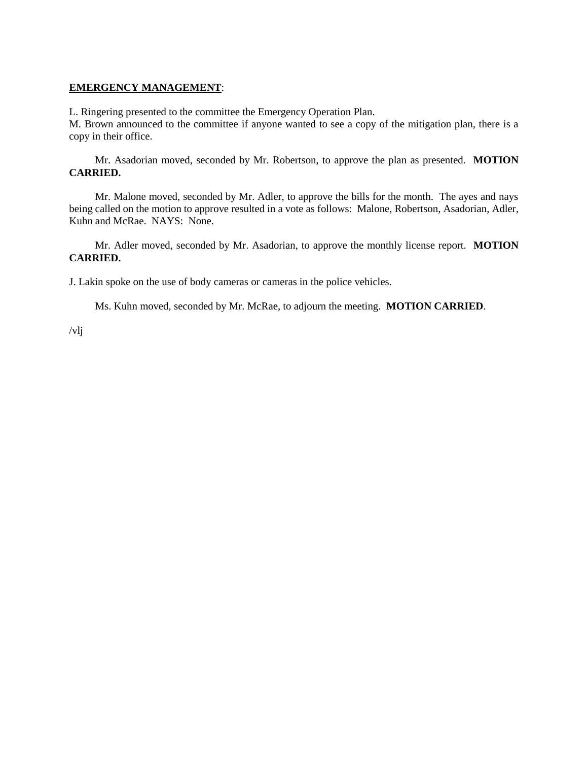**EMERGENCY MANAGEMENT**:

L. Ringering presented to the committee the Emergency Operation Plan.
M. Brown announced to the committee if anyone wanted to see a copy of the mitigation plan, there is a copy in their office.

Mr. Asadorian moved, seconded by Mr. Robertson, to approve the plan as presented. **MOTION CARRIED.**

Mr. Malone moved, seconded by Mr. Adler, to approve the bills for the month. The ayes and nays being called on the motion to approve resulted in a vote as follows: Malone, Robertson, Asadorian, Adler, Kuhn and McRae. NAYS: None.

Mr. Adler moved, seconded by Mr. Asadorian, to approve the monthly license report. **MOTION CARRIED.**

J. Lakin spoke on the use of body cameras or cameras in the police vehicles.

Ms. Kuhn moved, seconded by Mr. McRae, to adjourn the meeting. **MOTION CARRIED**.

/vlj